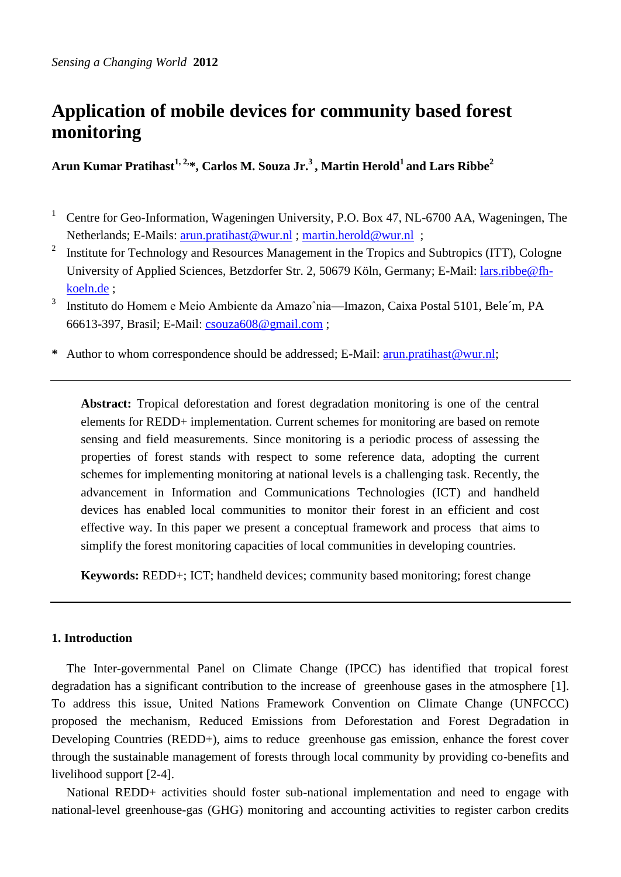*Sensing a Changing World* **2012**

# Application of mobile devices for community based forest monitoring

**Arun Kumar Pratihast[1, 2,]*, Carlos M. Souza Jr.[3], Martin Herold[1] and Lars Ribbe[2]**

[1] Centre for Geo-Information, Wageningen University, P.O. Box 47, NL-6700 AA, Wageningen, The Netherlands; E-Mails: arun.pratihast@wur.nl ; martin.herold@wur.nl ;

[2] Institute for Technology and Resources Management in the Tropics and Subtropics (ITT), Cologne University of Applied Sciences, Betzdorfer Str. 2, 50679 Köln, Germany; E-Mail: lars.ribbe@fh-koeln.de ;

[3] Instituto do Homem e Meio Ambiente da Amazoˆnia—Imazon, Caixa Postal 5101, Bele´m, PA 66613-397, Brasil; E-Mail: csouza608@gmail.com ;

**\*** Author to whom correspondence should be addressed; E-Mail: arun.pratihast@wur.nl;

---

**Abstract:** Tropical deforestation and forest degradation monitoring is one of the central elements for REDD+ implementation. Current schemes for monitoring are based on remote sensing and field measurements. Since monitoring is a periodic process of assessing the properties of forest stands with respect to some reference data, adopting the current schemes for implementing monitoring at national levels is a challenging task. Recently, the advancement in Information and Communications Technologies (ICT) and handheld devices has enabled local communities to monitor their forest in an efficient and cost effective way. In this paper we present a conceptual framework and process that aims to simplify the forest monitoring capacities of local communities in developing countries.

**Keywords:** REDD+; ICT; handheld devices; community based monitoring; forest change

---

## 1. Introduction

The Inter-governmental Panel on Climate Change (IPCC) has identified that tropical forest degradation has a significant contribution to the increase of greenhouse gases in the atmosphere [1]. To address this issue, United Nations Framework Convention on Climate Change (UNFCCC) proposed the mechanism, Reduced Emissions from Deforestation and Forest Degradation in Developing Countries (REDD+), aims to reduce greenhouse gas emission, enhance the forest cover through the sustainable management of forests through local community by providing co-benefits and livelihood support [2-4].

National REDD+ activities should foster sub-national implementation and need to engage with national-level greenhouse-gas (GHG) monitoring and accounting activities to register carbon credits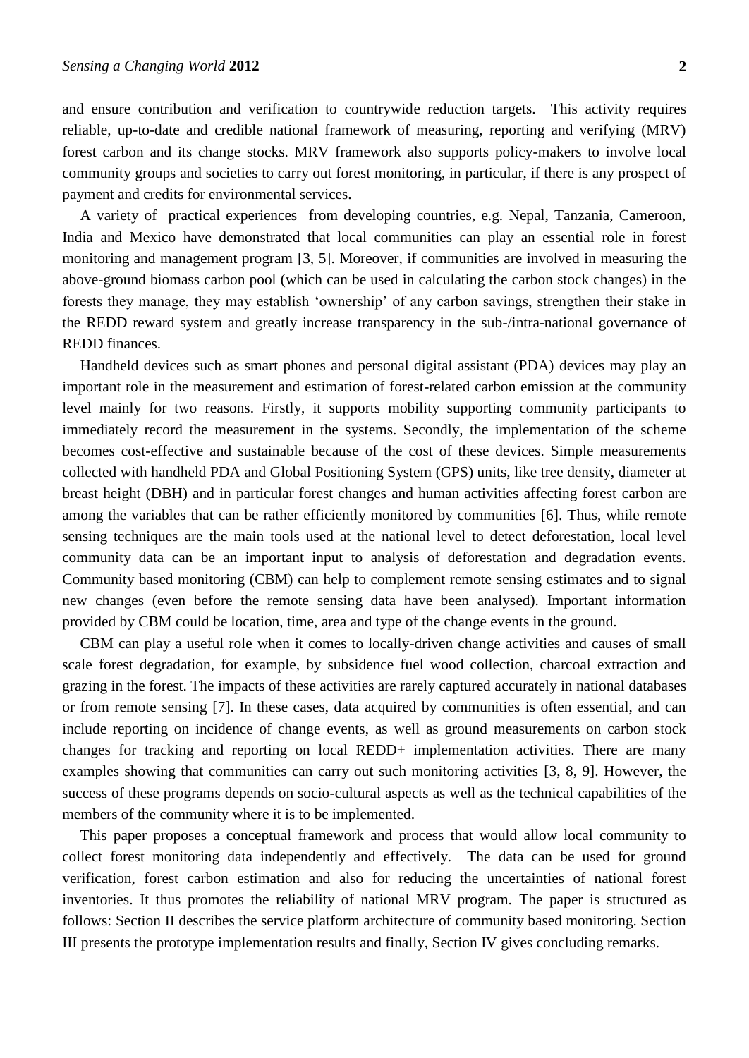and ensure contribution and verification to countrywide reduction targets. This activity requires reliable, up-to-date and credible national framework of measuring, reporting and verifying (MRV) forest carbon and its change stocks. MRV framework also supports policy-makers to involve local community groups and societies to carry out forest monitoring, in particular, if there is any prospect of payment and credits for environmental services.

A variety of practical experiences from developing countries, e.g. Nepal, Tanzania, Cameroon, India and Mexico have demonstrated that local communities can play an essential role in forest monitoring and management program [3, 5]. Moreover, if communities are involved in measuring the above-ground biomass carbon pool (which can be used in calculating the carbon stock changes) in the forests they manage, they may establish 'ownership' of any carbon savings, strengthen their stake in the REDD reward system and greatly increase transparency in the sub-/intra-national governance of REDD finances.

Handheld devices such as smart phones and personal digital assistant (PDA) devices may play an important role in the measurement and estimation of forest-related carbon emission at the community level mainly for two reasons. Firstly, it supports mobility supporting community participants to immediately record the measurement in the systems. Secondly, the implementation of the scheme becomes cost-effective and sustainable because of the cost of these devices. Simple measurements collected with handheld PDA and Global Positioning System (GPS) units, like tree density, diameter at breast height (DBH) and in particular forest changes and human activities affecting forest carbon are among the variables that can be rather efficiently monitored by communities [6]. Thus, while remote sensing techniques are the main tools used at the national level to detect deforestation, local level community data can be an important input to analysis of deforestation and degradation events. Community based monitoring (CBM) can help to complement remote sensing estimates and to signal new changes (even before the remote sensing data have been analysed). Important information provided by CBM could be location, time, area and type of the change events in the ground.

CBM can play a useful role when it comes to locally-driven change activities and causes of small scale forest degradation, for example, by subsidence fuel wood collection, charcoal extraction and grazing in the forest. The impacts of these activities are rarely captured accurately in national databases or from remote sensing [7]. In these cases, data acquired by communities is often essential, and can include reporting on incidence of change events, as well as ground measurements on carbon stock changes for tracking and reporting on local REDD+ implementation activities. There are many examples showing that communities can carry out such monitoring activities [3, 8, 9]. However, the success of these programs depends on socio-cultural aspects as well as the technical capabilities of the members of the community where it is to be implemented.

This paper proposes a conceptual framework and process that would allow local community to collect forest monitoring data independently and effectively. The data can be used for ground verification, forest carbon estimation and also for reducing the uncertainties of national forest inventories. It thus promotes the reliability of national MRV program. The paper is structured as follows: Section II describes the service platform architecture of community based monitoring. Section III presents the prototype implementation results and finally, Section IV gives concluding remarks.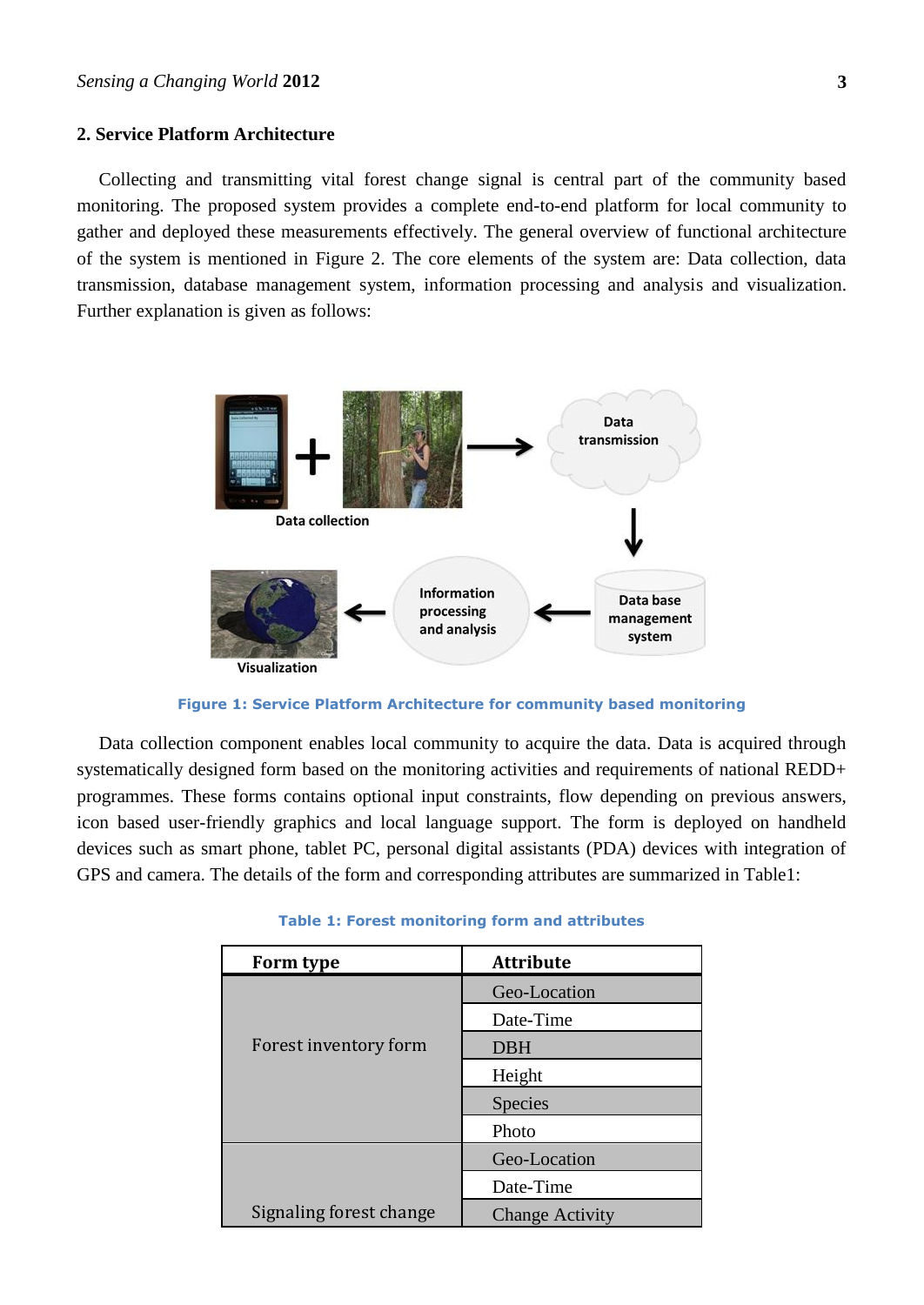## 2. Service Platform Architecture

Collecting and transmitting vital forest change signal is central part of the community based monitoring. The proposed system provides a complete end-to-end platform for local community to gather and deployed these measurements effectively. The general overview of functional architecture of the system is mentioned in Figure 2. The core elements of the system are: Data collection, data transmission, database management system, information processing and analysis and visualization. Further explanation is given as follows:

Figure 1: Service Platform Architecture for community based monitoring

Data collection component enables local community to acquire the data. Data is acquired through systematically designed form based on the monitoring activities and requirements of national REDD+ programmes. These forms contains optional input constraints, flow depending on previous answers, icon based user-friendly graphics and local language support. The form is deployed on handheld devices such as smart phone, tablet PC, personal digital assistants (PDA) devices with integration of GPS and camera. The details of the form and corresponding attributes are summarized in Table1:

Table 1: Forest monitoring form and attributes

| Form type | Attribute |
|---|---|
| Forest inventory form | Geo-Location |
| | Date-Time |
| | DBH |
| | Height |
| | Species |
| | Photo |
| Signaling forest change | Geo-Location |
| | Date-Time |
| | Change Activity |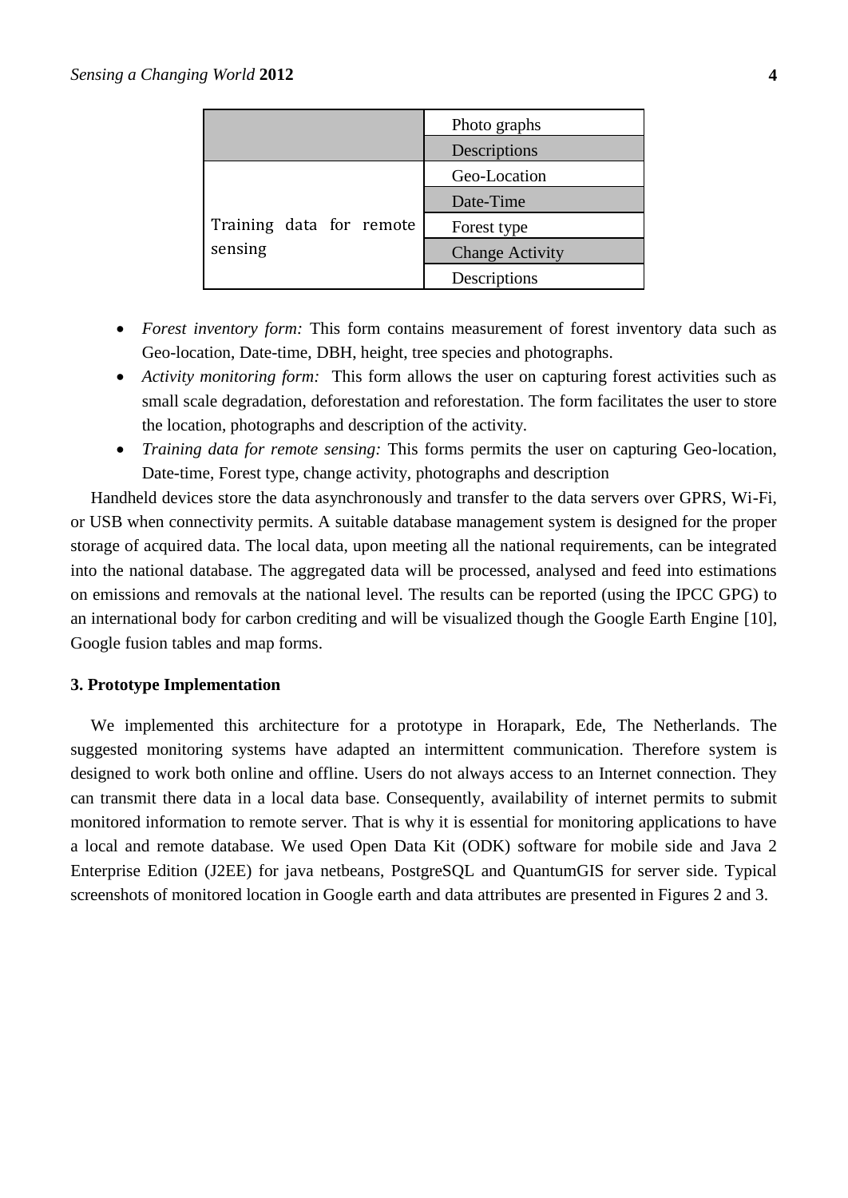| | |
|---|---|
| | Photo graphs |
| | Descriptions |
| Training data for remote sensing | Geo-Location |
| | Date-Time |
| | Forest type |
| | Change Activity |
| | Descriptions |

- *Forest inventory form:* This form contains measurement of forest inventory data such as Geo-location, Date-time, DBH, height, tree species and photographs.
- *Activity monitoring form:* This form allows the user on capturing forest activities such as small scale degradation, deforestation and reforestation. The form facilitates the user to store the location, photographs and description of the activity.
- *Training data for remote sensing:* This forms permits the user on capturing Geo-location, Date-time, Forest type, change activity, photographs and description

Handheld devices store the data asynchronously and transfer to the data servers over GPRS, Wi-Fi, or USB when connectivity permits. A suitable database management system is designed for the proper storage of acquired data. The local data, upon meeting all the national requirements, can be integrated into the national database. The aggregated data will be processed, analysed and feed into estimations on emissions and removals at the national level. The results can be reported (using the IPCC GPG) to an international body for carbon crediting and will be visualized though the Google Earth Engine [10], Google fusion tables and map forms.

### 3. Prototype Implementation

We implemented this architecture for a prototype in Horapark, Ede, The Netherlands. The suggested monitoring systems have adapted an intermittent communication. Therefore system is designed to work both online and offline. Users do not always access to an Internet connection. They can transmit there data in a local data base. Consequently, availability of internet permits to submit monitored information to remote server. That is why it is essential for monitoring applications to have a local and remote database. We used Open Data Kit (ODK) software for mobile side and Java 2 Enterprise Edition (J2EE) for java netbeans, PostgreSQL and QuantumGIS for server side. Typical screenshots of monitored location in Google earth and data attributes are presented in Figures 2 and 3.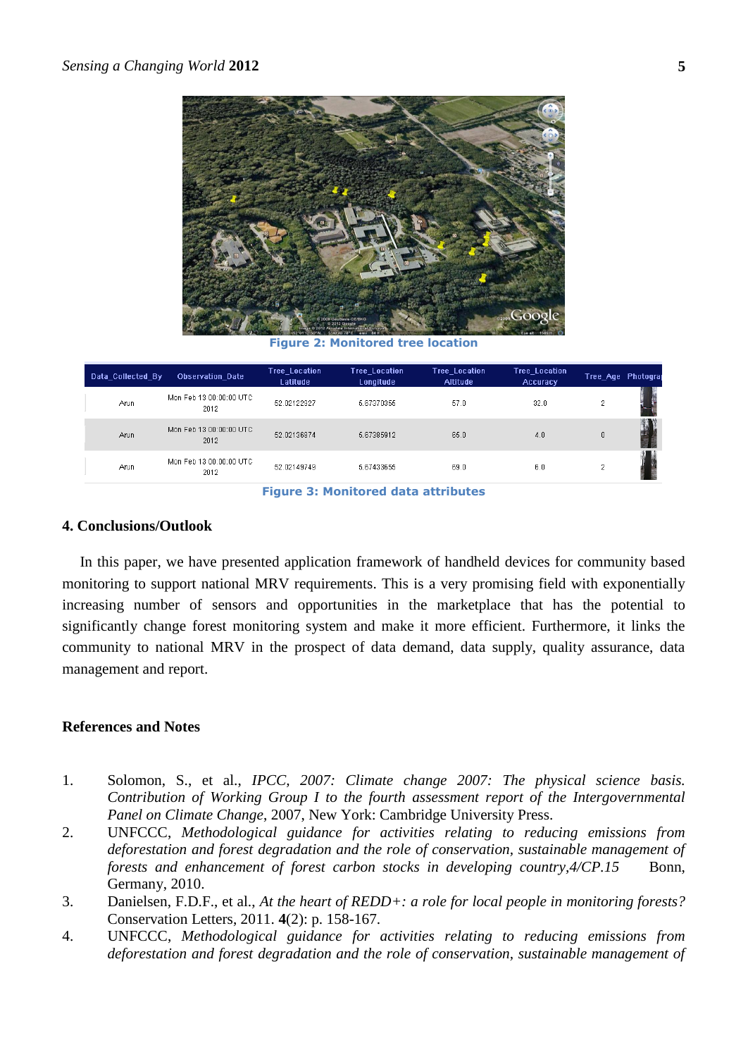Figure 2: Monitored tree location

| Data_Collected_By | Observation_Date | Tree_Location Latitude | Tree_Location Longitude | Tree_Location Altitude | Tree_Location Accuracy | Tree_Age | Photogra |
|---|---|---|---|---|---|---|---|
| Arun | Mon Feb 13 00:00:00 UTC 2012 | 52.02122927 | 5.67370355 | 57.0 | 32.0 | 2 | |
| Arun | Mon Feb 13 00:00:00 UTC 2012 | 52.02136874 | 5.67385912 | 65.0 | 4.0 | 0 | |
| Arun | Mon Feb 13 00:00:00 UTC 2012 | 52.02149749 | 5.67433655 | 69.0 | 6.0 | 2 | |

Figure 3: Monitored data attributes

## 4. Conclusions/Outlook

In this paper, we have presented application framework of handheld devices for community based monitoring to support national MRV requirements. This is a very promising field with exponentially increasing number of sensors and opportunities in the marketplace that has the potential to significantly change forest monitoring system and make it more efficient. Furthermore, it links the community to national MRV in the prospect of data demand, data supply, quality assurance, data management and report.

## References and Notes

1. Solomon, S., et al., *IPCC, 2007: Climate change 2007: The physical science basis. Contribution of Working Group I to the fourth assessment report of the Intergovernmental Panel on Climate Change*, 2007, New York: Cambridge University Press.
2. UNFCCC, *Methodological guidance for activities relating to reducing emissions from deforestation and forest degradation and the role of conservation, sustainable management of forests and enhancement of forest carbon stocks in developing country,4/CP.15* Bonn, Germany, 2010.
3. Danielsen, F.D.F., et al., *At the heart of REDD+: a role for local people in monitoring forests?* Conservation Letters, 2011. **4**(2): p. 158-167.
4. UNFCCC, *Methodological guidance for activities relating to reducing emissions from deforestation and forest degradation and the role of conservation, sustainable management of*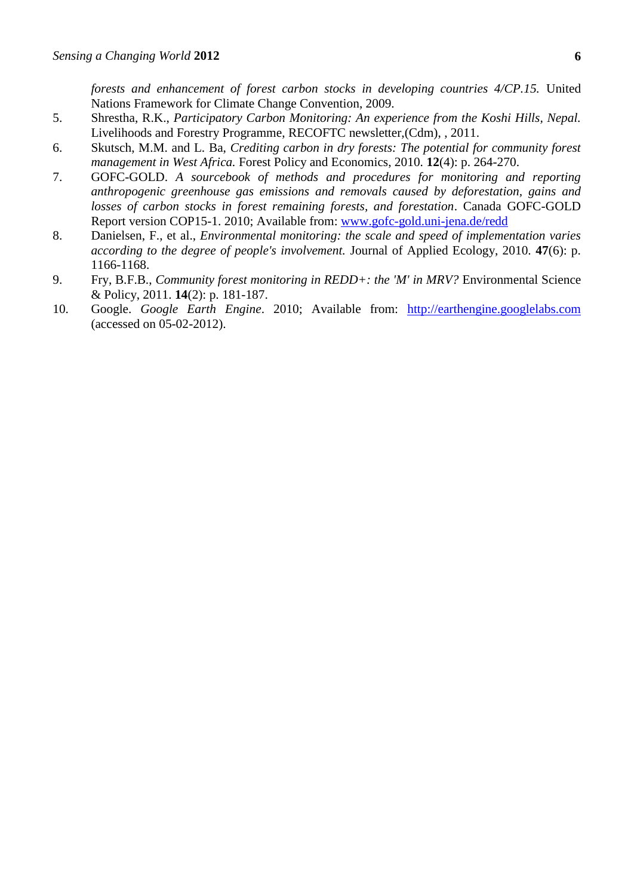*forests and enhancement of forest carbon stocks in developing countries 4/CP.15.* United Nations Framework for Climate Change Convention, 2009.

5. Shrestha, R.K., *Participatory Carbon Monitoring: An experience from the Koshi Hills, Nepal.* Livelihoods and Forestry Programme, RECOFTC newsletter,(Cdm), , 2011.
6. Skutsch, M.M. and L. Ba, *Crediting carbon in dry forests: The potential for community forest management in West Africa.* Forest Policy and Economics, 2010. **12**(4): p. 264-270.
7. GOFC-GOLD. *A sourcebook of methods and procedures for monitoring and reporting anthropogenic greenhouse gas emissions and removals caused by deforestation, gains and losses of carbon stocks in forest remaining forests, and forestation*. Canada GOFC-GOLD Report version COP15-1. 2010; Available from: www.gofc-gold.uni-jena.de/redd
8. Danielsen, F., et al., *Environmental monitoring: the scale and speed of implementation varies according to the degree of people's involvement.* Journal of Applied Ecology, 2010. **47**(6): p. 1166-1168.
9. Fry, B.F.B., *Community forest monitoring in REDD+: the 'M' in MRV?* Environmental Science & Policy, 2011. **14**(2): p. 181-187.
10. Google. *Google Earth Engine*. 2010; Available from: http://earthengine.googlelabs.com (accessed on 05-02-2012).